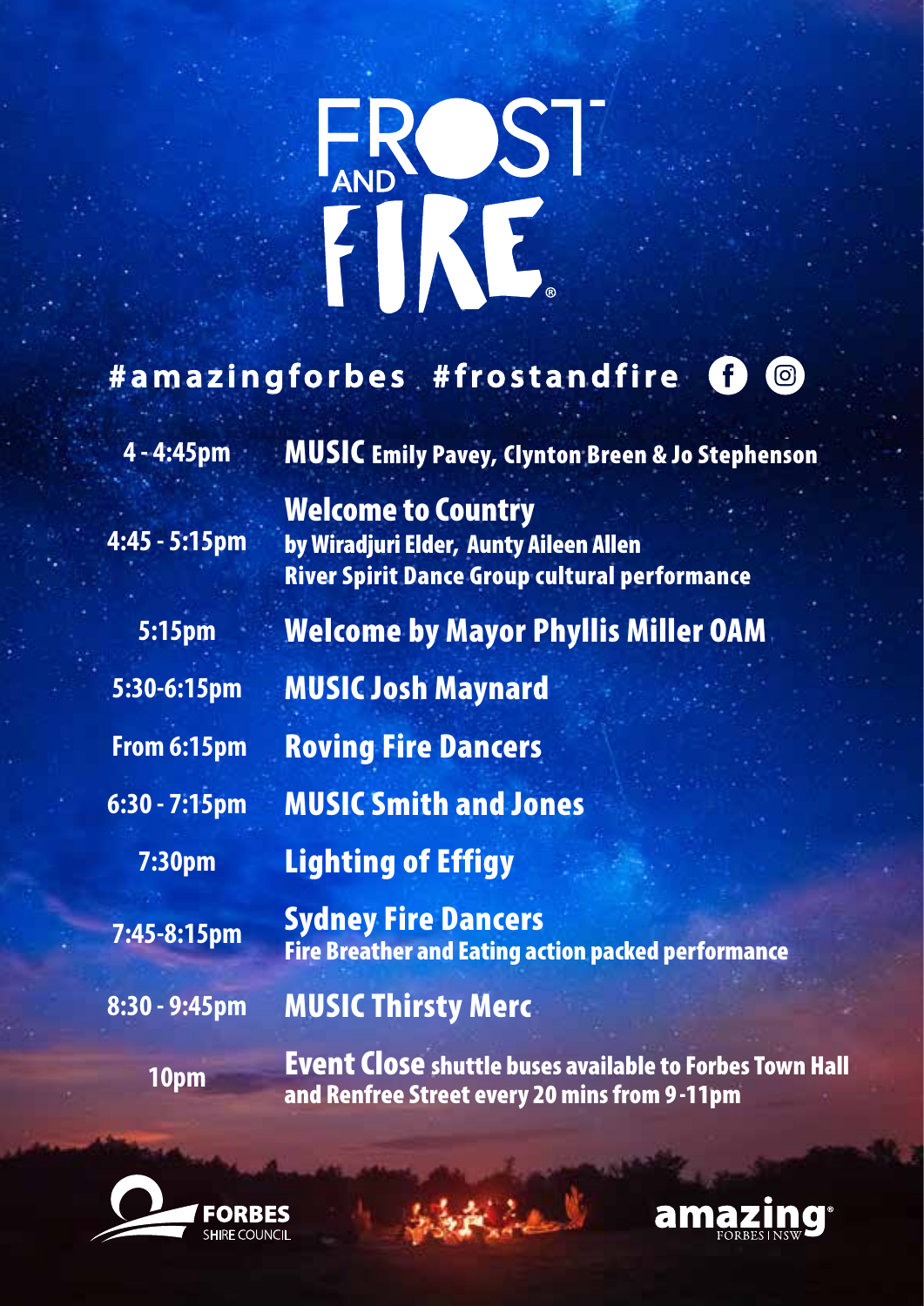# FROST AND FIRE®

**#amazingforbes #frostandfire**

| Time | Event |
| --- | --- |
| 4 - 4:45pm | **MUSIC** Emily Pavey, Clynton Breen & Jo Stephenson |
| 4:45 - 5:15pm | **Welcome to Country** by Wiradjuri Elder, Aunty Aileen Allen River Spirit Dance Group cultural performance |
| 5:15pm | **Welcome by Mayor Phyllis Miller OAM** |
| 5:30-6:15pm | **MUSIC Josh Maynard** |
| From 6:15pm | **Roving Fire Dancers** |
| 6:30 - 7:15pm | **MUSIC Smith and Jones** |
| 7:30pm | **Lighting of Effigy** |
| 7:45-8:15pm | **Sydney Fire Dancers** Fire Breather and Eating action packed performance |
| 8:30 - 9:45pm | **MUSIC Thirsty Merc** |
| 10pm | **Event Close** shuttle buses available to Forbes Town Hall and Renfree Street every 20 mins from 9-11pm |

FORBES SHIRE COUNCIL

amazing® FORBES | NSW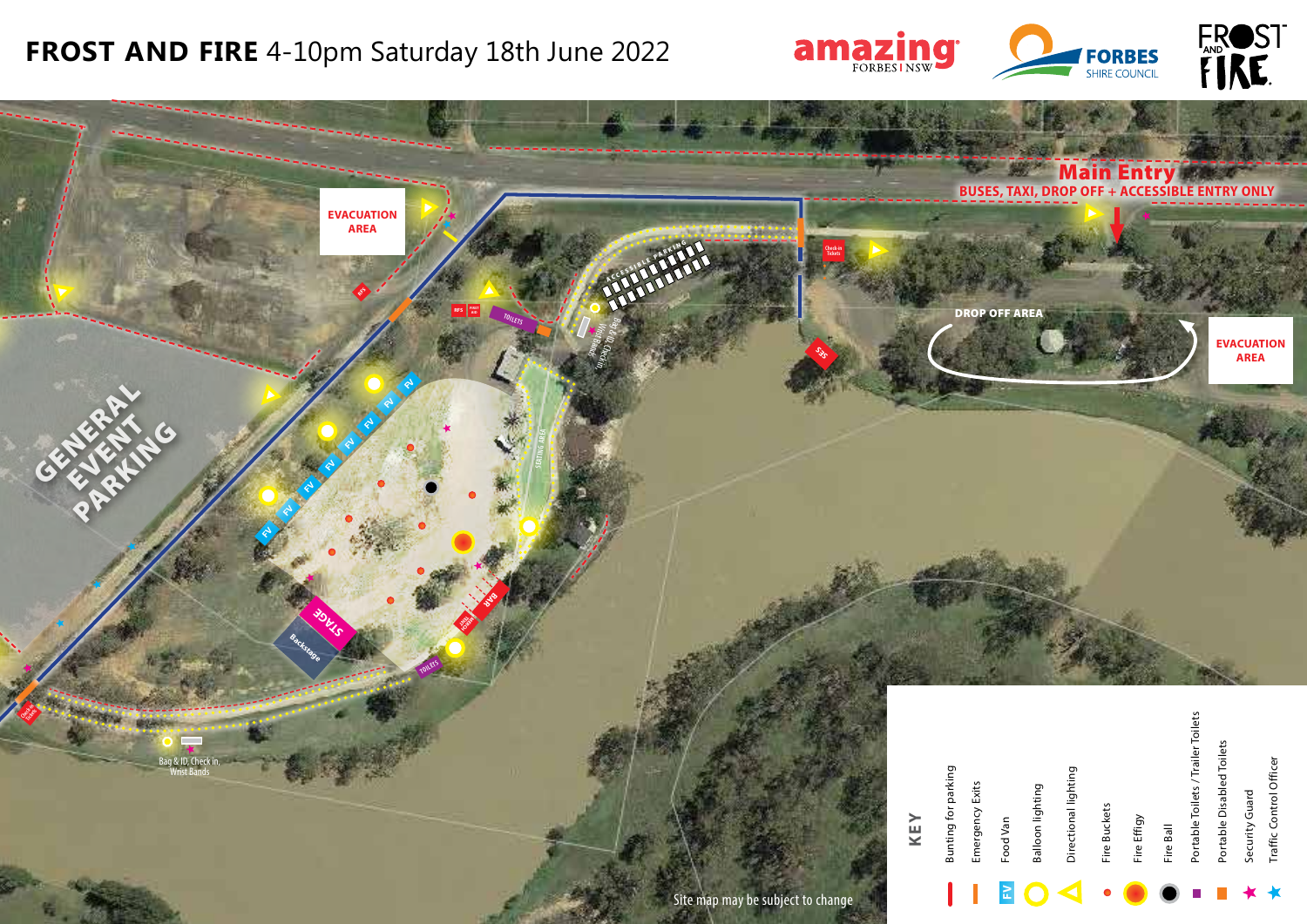# FROST AND FIRE 4-10pm Saturday 18th June 2022

amazing FORBES | NSW

FORBES SHIRE COUNCIL

FROST AND FIRE

Main Entry

BUSES, TAXI, DROP OFF + ACCESSIBLE ENTRY ONLY

EVACUATION AREA

DROP OFF AREA

EVACUATION AREA

GENERAL EVENT PARKING

ACCESSIBLE PARKING

TOILETS

RFS

FIRST AID

SES

Check-in Tickets

Bag & ID Check-in, Wrist Bands

SEATING AREA

FV

STAGE

Backstage

BAR

TOILETS

Bag & ID, Check in, Wrist Bands

Site map may be subject to change

**KEY**

- Bunting for parking
- Emergency Exits
- Food Van
- Balloon lighting
- Directional lighting
- Fire Buckets
- Fire Effigy
- Fire Ball
- Portable Toilets / Trailer Toilets
- Portable Disabled Toilets
- Security Guard
- Traffic Control Officer